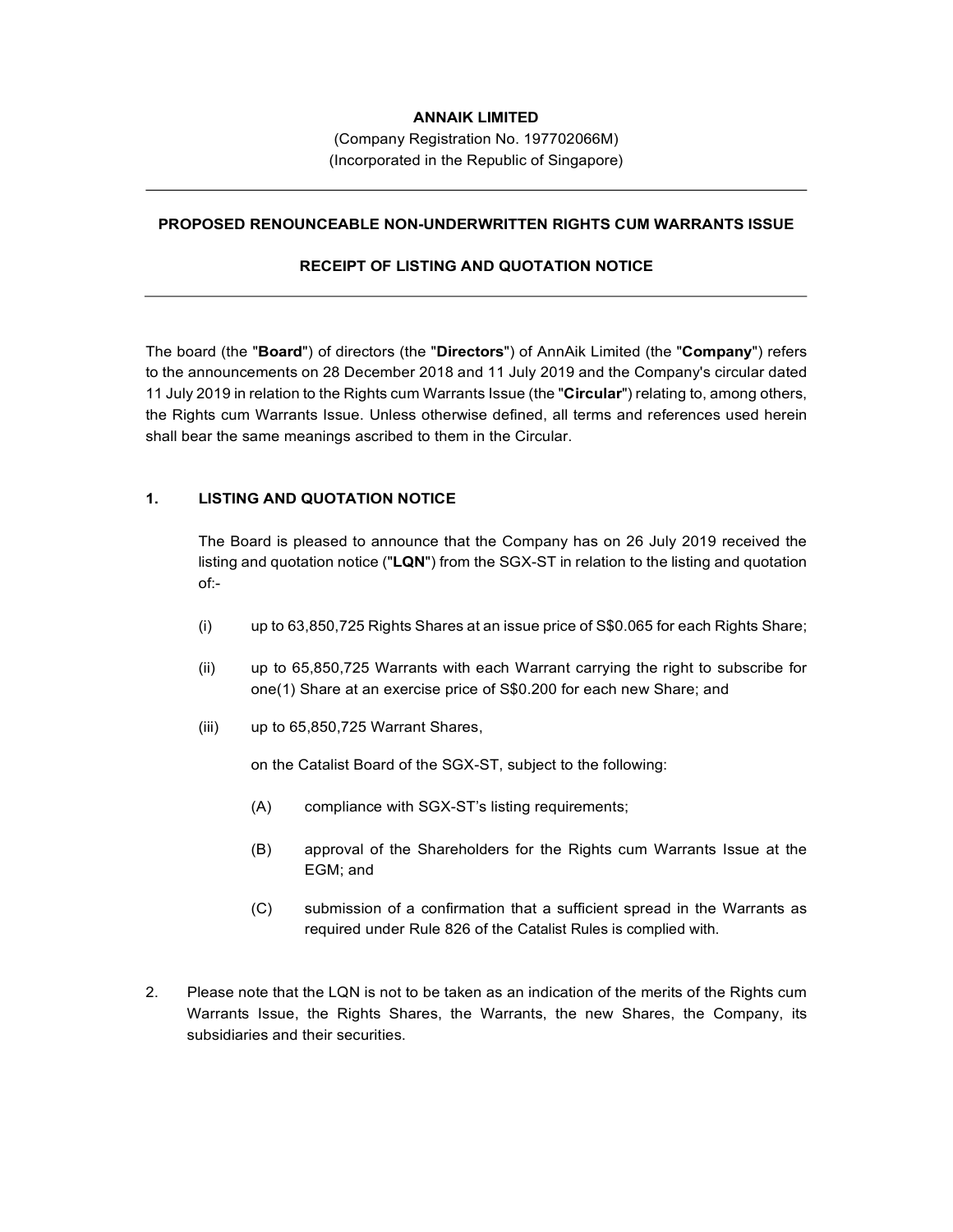**ANNAIK LIMITED**

(Company Registration No. 197702066M)
(Incorporated in the Republic of Singapore)

---

**PROPOSED RENOUNCEABLE NON-UNDERWRITTEN RIGHTS CUM WARRANTS ISSUE**

**RECEIPT OF LISTING AND QUOTATION NOTICE**

---

The board (the "**Board**") of directors (the "**Directors**") of AnnAik Limited (the "**Company**") refers to the announcements on 28 December 2018 and 11 July 2019 and the Company's circular dated 11 July 2019 in relation to the Rights cum Warrants Issue (the "**Circular**") relating to, among others, the Rights cum Warrants Issue. Unless otherwise defined, all terms and references used herein shall bear the same meanings ascribed to them in the Circular.

**1. LISTING AND QUOTATION NOTICE**

The Board is pleased to announce that the Company has on 26 July 2019 received the listing and quotation notice ("**LQN**") from the SGX-ST in relation to the listing and quotation of:-

(i) up to 63,850,725 Rights Shares at an issue price of S$0.065 for each Rights Share;

(ii) up to 65,850,725 Warrants with each Warrant carrying the right to subscribe for one(1) Share at an exercise price of S$0.200 for each new Share; and

(iii) up to 65,850,725 Warrant Shares,

on the Catalist Board of the SGX-ST, subject to the following:

(A) compliance with SGX-ST's listing requirements;

(B) approval of the Shareholders for the Rights cum Warrants Issue at the EGM; and

(C) submission of a confirmation that a sufficient spread in the Warrants as required under Rule 826 of the Catalist Rules is complied with.

2. Please note that the LQN is not to be taken as an indication of the merits of the Rights cum Warrants Issue, the Rights Shares, the Warrants, the new Shares, the Company, its subsidiaries and their securities.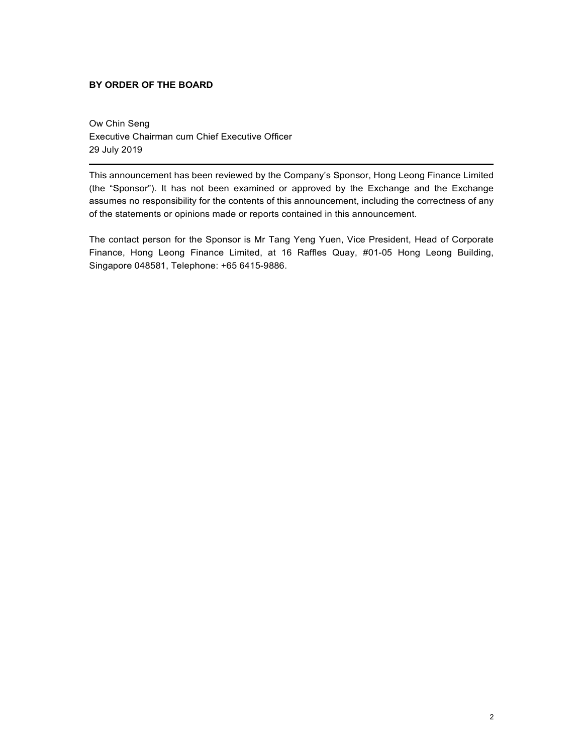**BY ORDER OF THE BOARD**

Ow Chin Seng
Executive Chairman cum Chief Executive Officer
29 July 2019

---

This announcement has been reviewed by the Company's Sponsor, Hong Leong Finance Limited (the "Sponsor"). It has not been examined or approved by the Exchange and the Exchange assumes no responsibility for the contents of this announcement, including the correctness of any of the statements or opinions made or reports contained in this announcement.

The contact person for the Sponsor is Mr Tang Yeng Yuen, Vice President, Head of Corporate Finance, Hong Leong Finance Limited, at 16 Raffles Quay, #01-05 Hong Leong Building, Singapore 048581, Telephone: +65 6415-9886.